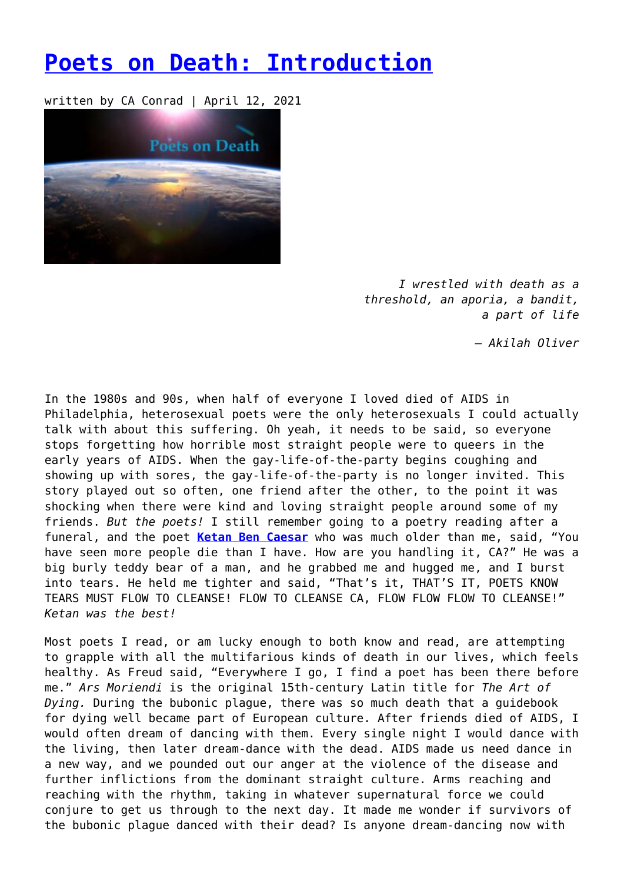# [Poets on Death: Introduction]()

written by CA Conrad | April 12, 2021

> *I wrestled with death as a threshold, an aporia, a bandit, a part of life*
>
> *– Akilah Oliver*

In the 1980s and 90s, when half of everyone I loved died of AIDS in Philadelphia, heterosexual poets were the only heterosexuals I could actually talk with about this suffering. Oh yeah, it needs to be said, so everyone stops forgetting how horrible most straight people were to queers in the early years of AIDS. When the gay-life-of-the-party begins coughing and showing up with sores, the gay-life-of-the-party is no longer invited. This story played out so often, one friend after the other, to the point it was shocking when there were kind and loving straight people around some of my friends. *But the poets!* I still remember going to a poetry reading after a funeral, and the poet **[Ketan Ben Caesar]()** who was much older than me, said, "You have seen more people die than I have. How are you handling it, CA?" He was a big burly teddy bear of a man, and he grabbed me and hugged me, and I burst into tears. He held me tighter and said, "That's it, THAT'S IT, POETS KNOW TEARS MUST FLOW TO CLEANSE! FLOW TO CLEANSE CA, FLOW FLOW FLOW TO CLEANSE!" *Ketan was the best!*

Most poets I read, or am lucky enough to both know and read, are attempting to grapple with all the multifarious kinds of death in our lives, which feels healthy. As Freud said, "Everywhere I go, I find a poet has been there before me." *Ars Moriendi* is the original 15th-century Latin title for *The Art of Dying.* During the bubonic plague, there was so much death that a guidebook for dying well became part of European culture. After friends died of AIDS, I would often dream of dancing with them. Every single night I would dance with the living, then later dream-dance with the dead. AIDS made us need dance in a new way, and we pounded out our anger at the violence of the disease and further inflictions from the dominant straight culture. Arms reaching and reaching with the rhythm, taking in whatever supernatural force we could conjure to get us through to the next day. It made me wonder if survivors of the bubonic plague danced with their dead? Is anyone dream-dancing now with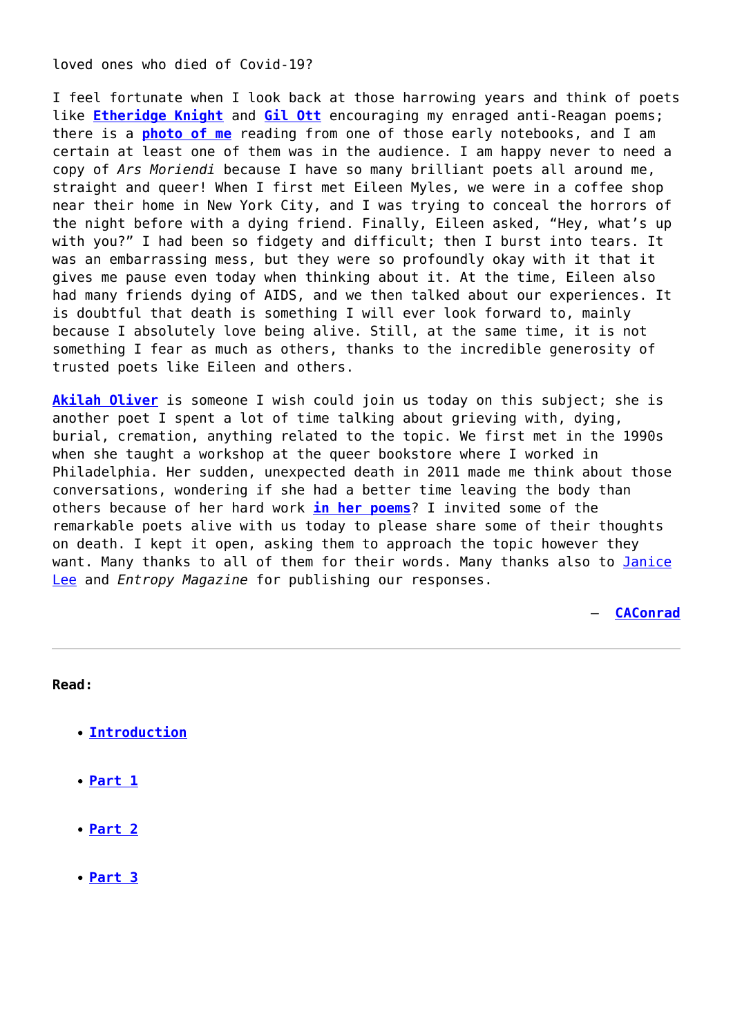loved ones who died of Covid-19?

I feel fortunate when I look back at those harrowing years and think of poets like **Etheridge Knight** and **Gil Ott** encouraging my enraged anti-Reagan poems; there is a **photo of me** reading from one of those early notebooks, and I am certain at least one of them was in the audience. I am happy never to need a copy of *Ars Moriendi* because I have so many brilliant poets all around me, straight and queer! When I first met Eileen Myles, we were in a coffee shop near their home in New York City, and I was trying to conceal the horrors of the night before with a dying friend. Finally, Eileen asked, "Hey, what's up with you?" I had been so fidgety and difficult; then I burst into tears. It was an embarrassing mess, but they were so profoundly okay with it that it gives me pause even today when thinking about it. At the time, Eileen also had many friends dying of AIDS, and we then talked about our experiences. It is doubtful that death is something I will ever look forward to, mainly because I absolutely love being alive. Still, at the same time, it is not something I fear as much as others, thanks to the incredible generosity of trusted poets like Eileen and others.

**Akilah Oliver** is someone I wish could join us today on this subject; she is another poet I spent a lot of time talking about grieving with, dying, burial, cremation, anything related to the topic. We first met in the 1990s when she taught a workshop at the queer bookstore where I worked in Philadelphia. Her sudden, unexpected death in 2011 made me think about those conversations, wondering if she had a better time leaving the body than others because of her hard work **in her poems**? I invited some of the remarkable poets alive with us today to please share some of their thoughts on death. I kept it open, asking them to approach the topic however they want. Many thanks to all of them for their words. Many thanks also to Janice Lee and *Entropy Magazine* for publishing our responses.

— **CAConrad**

---

**Read:**

- **Introduction**
- **Part 1**
- **Part 2**
- **Part 3**